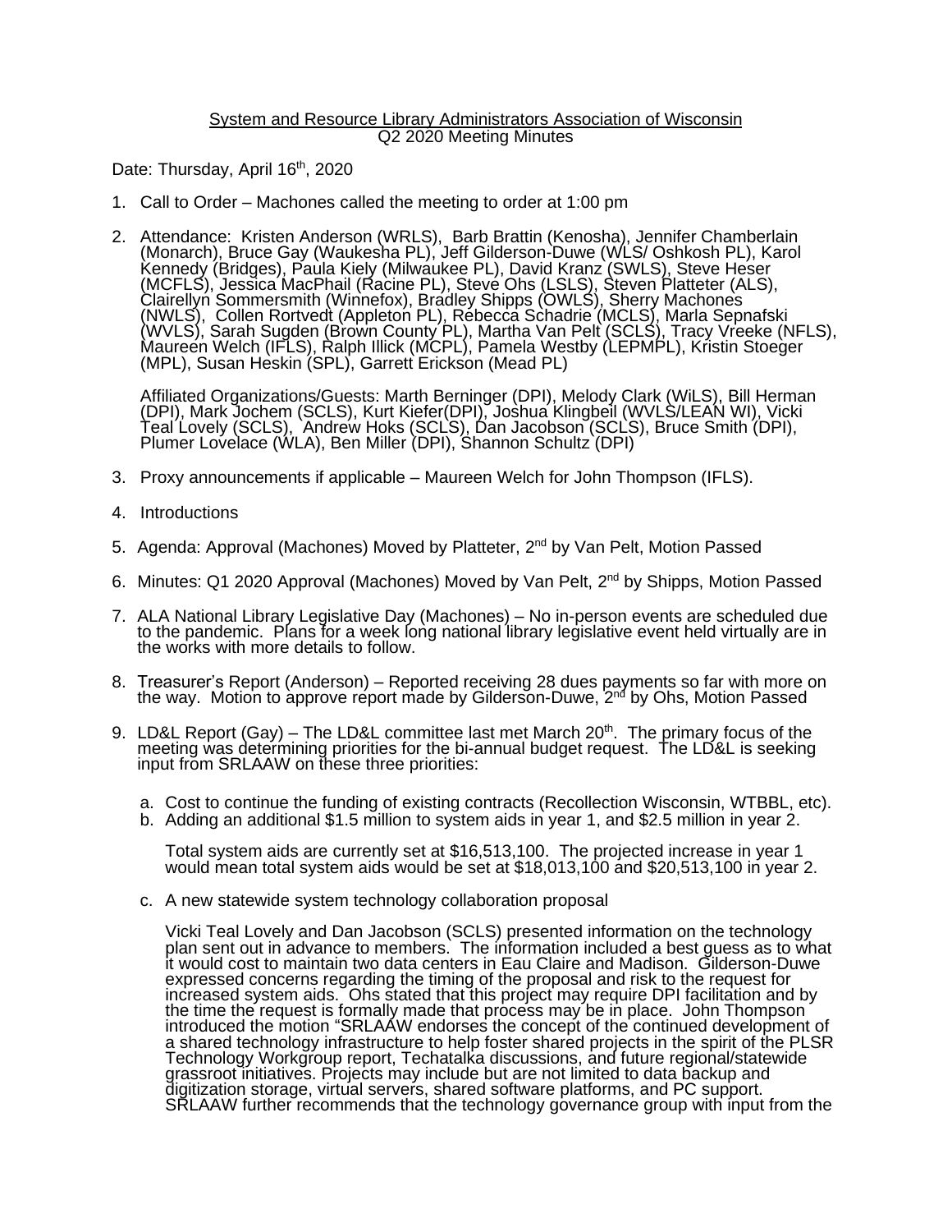System and Resource Library Administrators Association of Wisconsin
Q2 2020 Meeting Minutes

Date: Thursday, April 16th, 2020

1. Call to Order – Machones called the meeting to order at 1:00 pm

2. Attendance: Kristen Anderson (WRLS), Barb Brattin (Kenosha), Jennifer Chamberlain (Monarch), Bruce Gay (Waukesha PL), Jeff Gilderson-Duwe (WLS/ Oshkosh PL), Karol Kennedy (Bridges), Paula Kiely (Milwaukee PL), David Kranz (SWLS), Steve Heser (MCFLS), Jessica MacPhail (Racine PL), Steve Ohs (LSLS), Steven Platteter (ALS), Clairellyn Sommersmith (Winnefox), Bradley Shipps (OWLS), Sherry Machones (NWLS), Collen Rortvedt (Appleton PL), Rebecca Schadrie (MCLS), Marla Sepnafski (WVLS), Sarah Sugden (Brown County PL), Martha Van Pelt (SCLS), Tracy Vreeke (NFLS), Maureen Welch (IFLS), Ralph Illick (MCPL), Pamela Westby (LEPMPL), Kristin Stoeger (MPL), Susan Heskin (SPL), Garrett Erickson (Mead PL)

   Affiliated Organizations/Guests: Marth Berninger (DPI), Melody Clark (WiLS), Bill Herman (DPI), Mark Jochem (SCLS), Kurt Kiefer(DPI), Joshua Klingbeil (WVLS/LEAN WI), Vicki Teal Lovely (SCLS), Andrew Hoks (SCLS), Dan Jacobson (SCLS), Bruce Smith (DPI), Plumer Lovelace (WLA), Ben Miller (DPI), Shannon Schultz (DPI)

3. Proxy announcements if applicable – Maureen Welch for John Thompson (IFLS).

4. Introductions

5. Agenda: Approval (Machones) Moved by Platteter, 2nd by Van Pelt, Motion Passed

6. Minutes: Q1 2020 Approval (Machones) Moved by Van Pelt, 2nd by Shipps, Motion Passed

7. ALA National Library Legislative Day (Machones) – No in-person events are scheduled due to the pandemic. Plans for a week long national library legislative event held virtually are in the works with more details to follow.

8. Treasurer's Report (Anderson) – Reported receiving 28 dues payments so far with more on the way. Motion to approve report made by Gilderson-Duwe, 2nd by Ohs, Motion Passed

9. LD&L Report (Gay) – The LD&L committee last met March 20th. The primary focus of the meeting was determining priorities for the bi-annual budget request. The LD&L is seeking input from SRLAAW on these three priorities:

   a. Cost to continue the funding of existing contracts (Recollection Wisconsin, WTBBL, etc).
   b. Adding an additional $1.5 million to system aids in year 1, and $2.5 million in year 2.

      Total system aids are currently set at $16,513,100. The projected increase in year 1 would mean total system aids would be set at $18,013,100 and $20,513,100 in year 2.

   c. A new statewide system technology collaboration proposal

      Vicki Teal Lovely and Dan Jacobson (SCLS) presented information on the technology plan sent out in advance to members. The information included a best guess as to what it would cost to maintain two data centers in Eau Claire and Madison. Gilderson-Duwe expressed concerns regarding the timing of the proposal and risk to the request for increased system aids. Ohs stated that this project may require DPI facilitation and by the time the request is formally made that process may be in place. John Thompson introduced the motion "SRLAAW endorses the concept of the continued development of a shared technology infrastructure to help foster shared projects in the spirit of the PLSR Technology Workgroup report, Techatalka discussions, and future regional/statewide grassroot initiatives. Projects may include but are not limited to data backup and digitization storage, virtual servers, shared software platforms, and PC support. SRLAAW further recommends that the technology governance group with input from the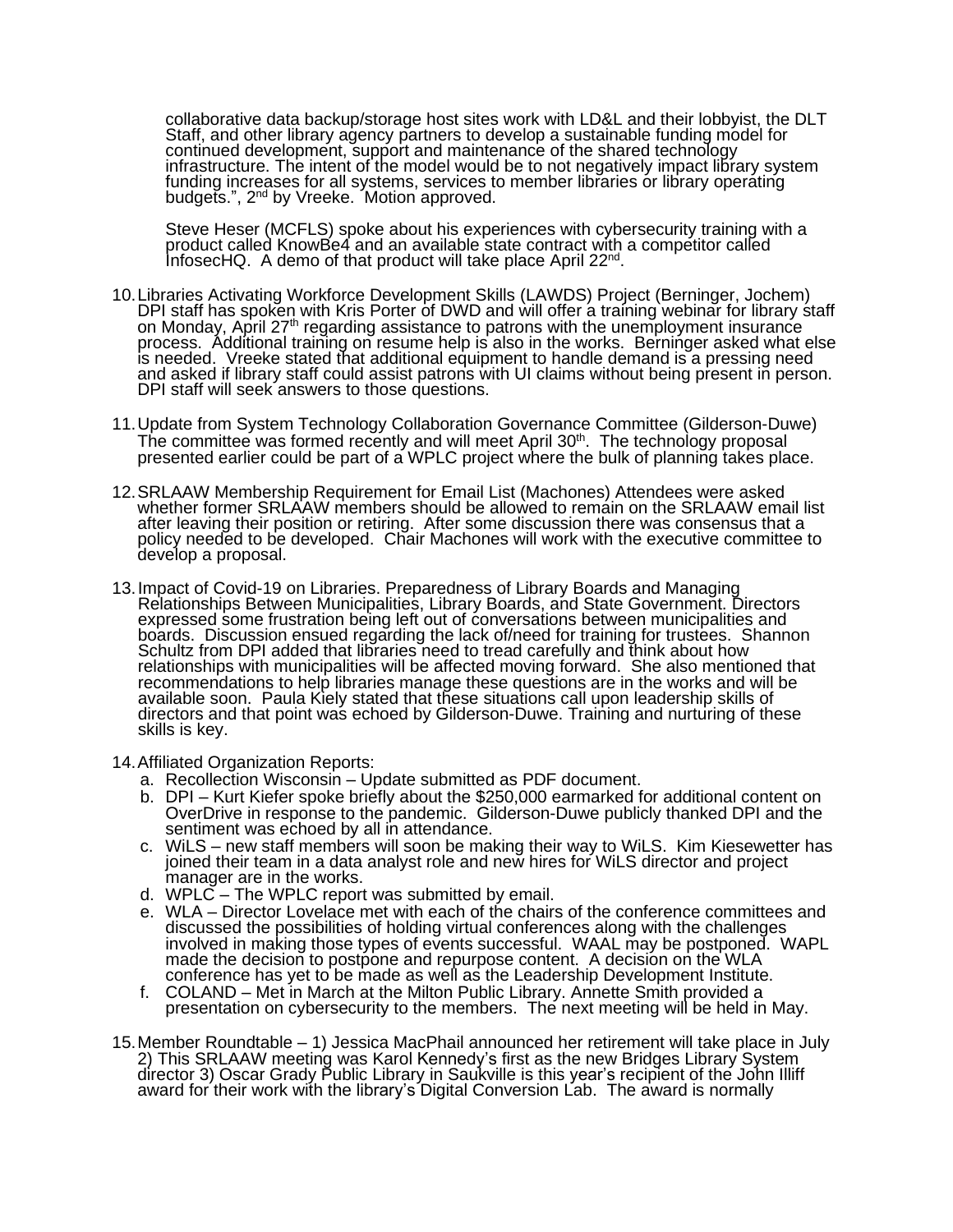collaborative data backup/storage host sites work with LD&L and their lobbyist, the DLT Staff, and other library agency partners to develop a sustainable funding model for continued development, support and maintenance of the shared technology infrastructure. The intent of the model would be to not negatively impact library system funding increases for all systems, services to member libraries or library operating budgets.", 2nd by Vreeke. Motion approved.

Steve Heser (MCFLS) spoke about his experiences with cybersecurity training with a product called KnowBe4 and an available state contract with a competitor called InfosecHQ. A demo of that product will take place April 22nd.

10. Libraries Activating Workforce Development Skills (LAWDS) Project (Berninger, Jochem) DPI staff has spoken with Kris Porter of DWD and will offer a training webinar for library staff on Monday, April 27th regarding assistance to patrons with the unemployment insurance process. Additional training on resume help is also in the works. Berninger asked what else is needed. Vreeke stated that additional equipment to handle demand is a pressing need and asked if library staff could assist patrons with UI claims without being present in person. DPI staff will seek answers to those questions.

11. Update from System Technology Collaboration Governance Committee (Gilderson-Duwe) The committee was formed recently and will meet April 30th. The technology proposal presented earlier could be part of a WPLC project where the bulk of planning takes place.

12. SRLAAW Membership Requirement for Email List (Machones) Attendees were asked whether former SRLAAW members should be allowed to remain on the SRLAAW email list after leaving their position or retiring. After some discussion there was consensus that a policy needed to be developed. Chair Machones will work with the executive committee to develop a proposal.

13. Impact of Covid-19 on Libraries. Preparedness of Library Boards and Managing Relationships Between Municipalities, Library Boards, and State Government. Directors expressed some frustration being left out of conversations between municipalities and boards. Discussion ensued regarding the lack of/need for training for trustees. Shannon Schultz from DPI added that libraries need to tread carefully and think about how relationships with municipalities will be affected moving forward. She also mentioned that recommendations to help libraries manage these questions are in the works and will be available soon. Paula Kiely stated that these situations call upon leadership skills of directors and that point was echoed by Gilderson-Duwe. Training and nurturing of these skills is key.

14. Affiliated Organization Reports:
    a. Recollection Wisconsin – Update submitted as PDF document.
    b. DPI – Kurt Kiefer spoke briefly about the $250,000 earmarked for additional content on OverDrive in response to the pandemic. Gilderson-Duwe publicly thanked DPI and the sentiment was echoed by all in attendance.
    c. WiLS – new staff members will soon be making their way to WiLS. Kim Kiesewetter has joined their team in a data analyst role and new hires for WiLS director and project manager are in the works.
    d. WPLC – The WPLC report was submitted by email.
    e. WLA – Director Lovelace met with each of the chairs of the conference committees and discussed the possibilities of holding virtual conferences along with the challenges involved in making those types of events successful. WAAL may be postponed. WAPL made the decision to postpone and repurpose content. A decision on the WLA conference has yet to be made as well as the Leadership Development Institute.
    f. COLAND – Met in March at the Milton Public Library. Annette Smith provided a presentation on cybersecurity to the members. The next meeting will be held in May.

15. Member Roundtable – 1) Jessica MacPhail announced her retirement will take place in July 2) This SRLAAW meeting was Karol Kennedy's first as the new Bridges Library System director 3) Oscar Grady Public Library in Saukville is this year's recipient of the John Illiff award for their work with the library's Digital Conversion Lab. The award is normally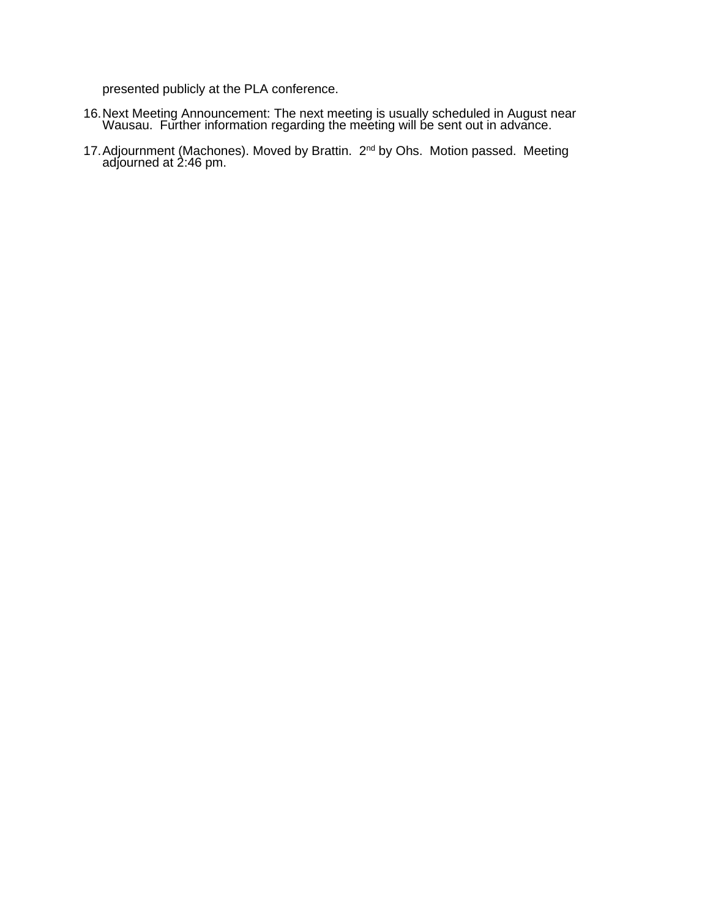presented publicly at the PLA conference.

16. Next Meeting Announcement: The next meeting is usually scheduled in August near Wausau. Further information regarding the meeting will be sent out in advance.

17. Adjournment (Machones). Moved by Brattin. 2nd by Ohs. Motion passed. Meeting adjourned at 2:46 pm.